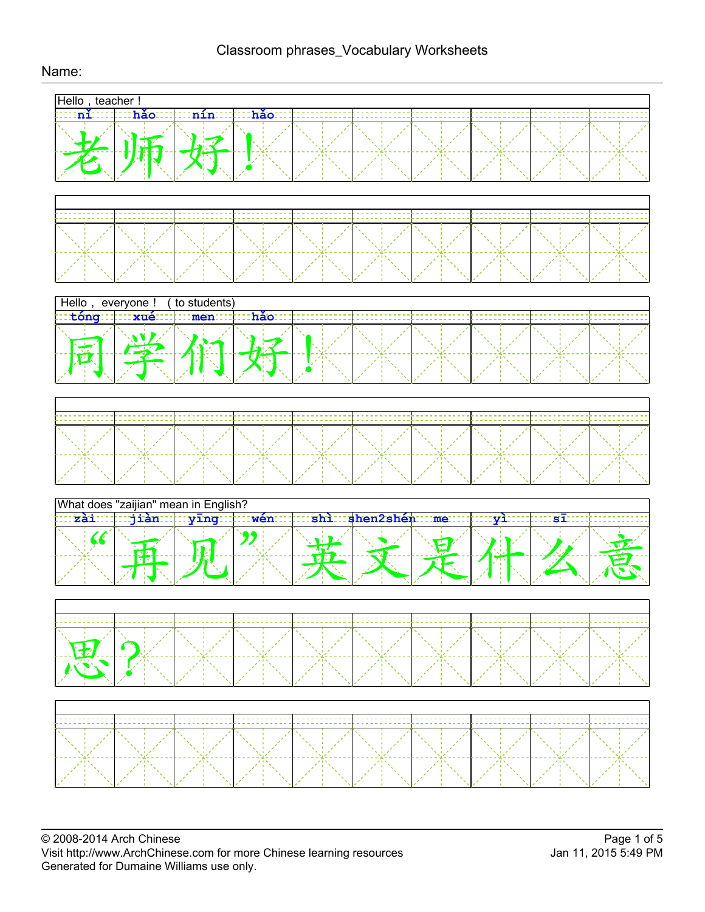# Classroom phrases_Vocabulary Worksheets

Name:

Hello，teacher！

| nǐ | hǎo | nín | hǎo | | | | | | |
|---|---|---|---|---|---|---|---|---|---|
| 老 | 师 | 好 | ！ | | | | | | |

| | | | | | | | | | |
|---|---|---|---|---|---|---|---|---|---|
| | | | | | | | | | |

Hello， everyone！ （to students)

| tóng | xué | men | hǎo | | | | | | |
|---|---|---|---|---|---|---|---|---|---|
| 同 | 学 | 们 | 好 | ！ | | | | | |

| | | | | | | | | | |
|---|---|---|---|---|---|---|---|---|---|
| | | | | | | | | | |

What does "zaijian" mean in English?

| zài | jiàn | yīng | wén | shì | shen2shén | me | yì | sī | |
|---|---|---|---|---|---|---|---|---|---|
| “ | 再 | 见 | ” | 英 | 文 | 是 | 什 | 么 | 意 |

| | | | | | | | | | |
|---|---|---|---|---|---|---|---|---|---|
| 思 | ？ | | | | | | | | |

| | | | | | | | | | |
|---|---|---|---|---|---|---|---|---|---|
| | | | | | | | | | |

© 2008-2014 Arch Chinese
Visit http://www.ArchChinese.com for more Chinese learning resources
Generated for Dumaine Williams use only.

Jan 11, 2015 5:49 PM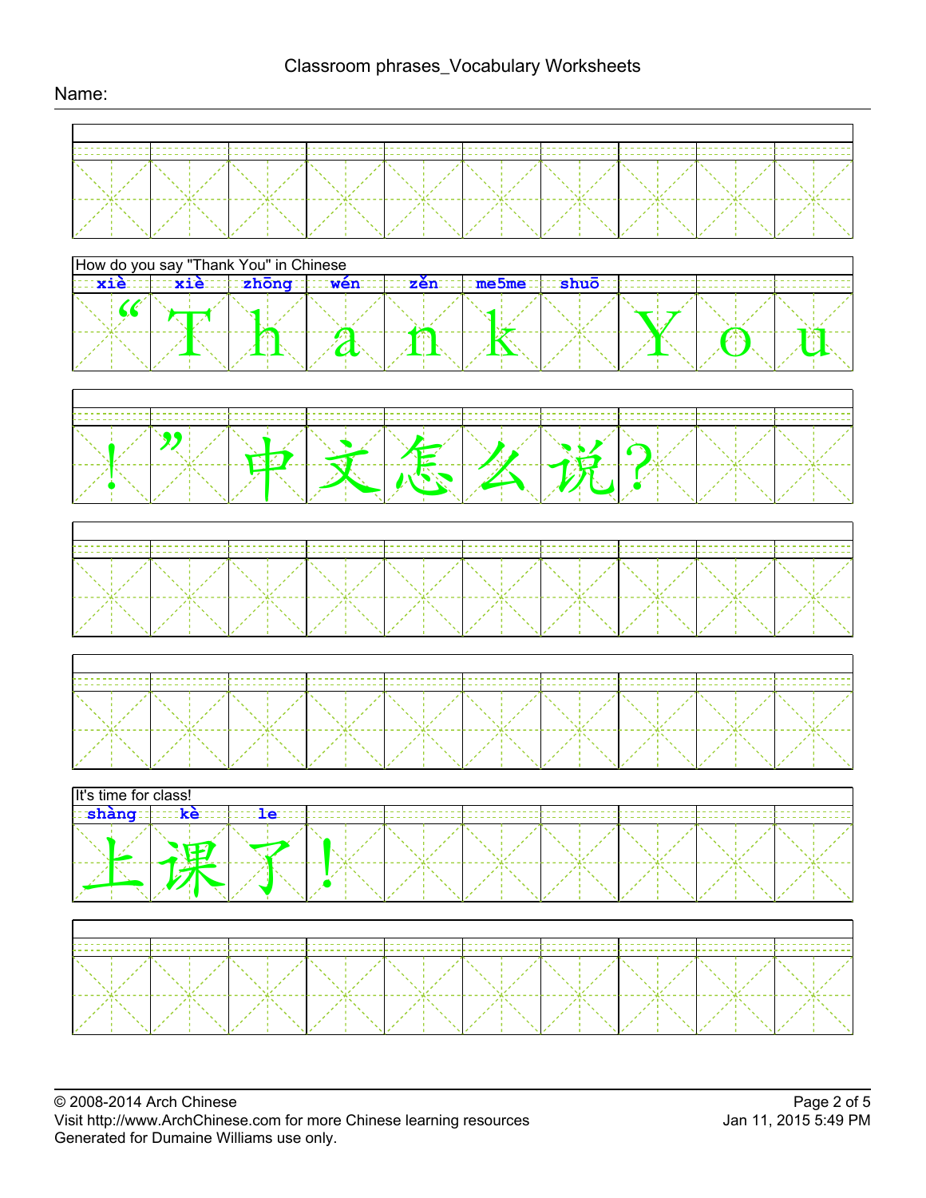How do you say "Thank You" in Chinese

| xiè | xiè | zhōng | wén | zěn | me5me | shuō | | | |
|---|---|---|---|---|---|---|---|---|---|
| “ | T | h | a | n | k | | Y | o | u |
| ! | ” | 中 | 文 | 怎 | 么 | 说 | ? | | |

It's time for class!

| shàng | kè | le | | | | | | | |
|---|---|---|---|---|---|---|---|---|---|
| 上 | 课 | 了 | ! | | | | | | |

© 2008-2014 Arch Chinese
Visit http://www.ArchChinese.com for more Chinese learning resources
Generated for Dumaine Williams use only.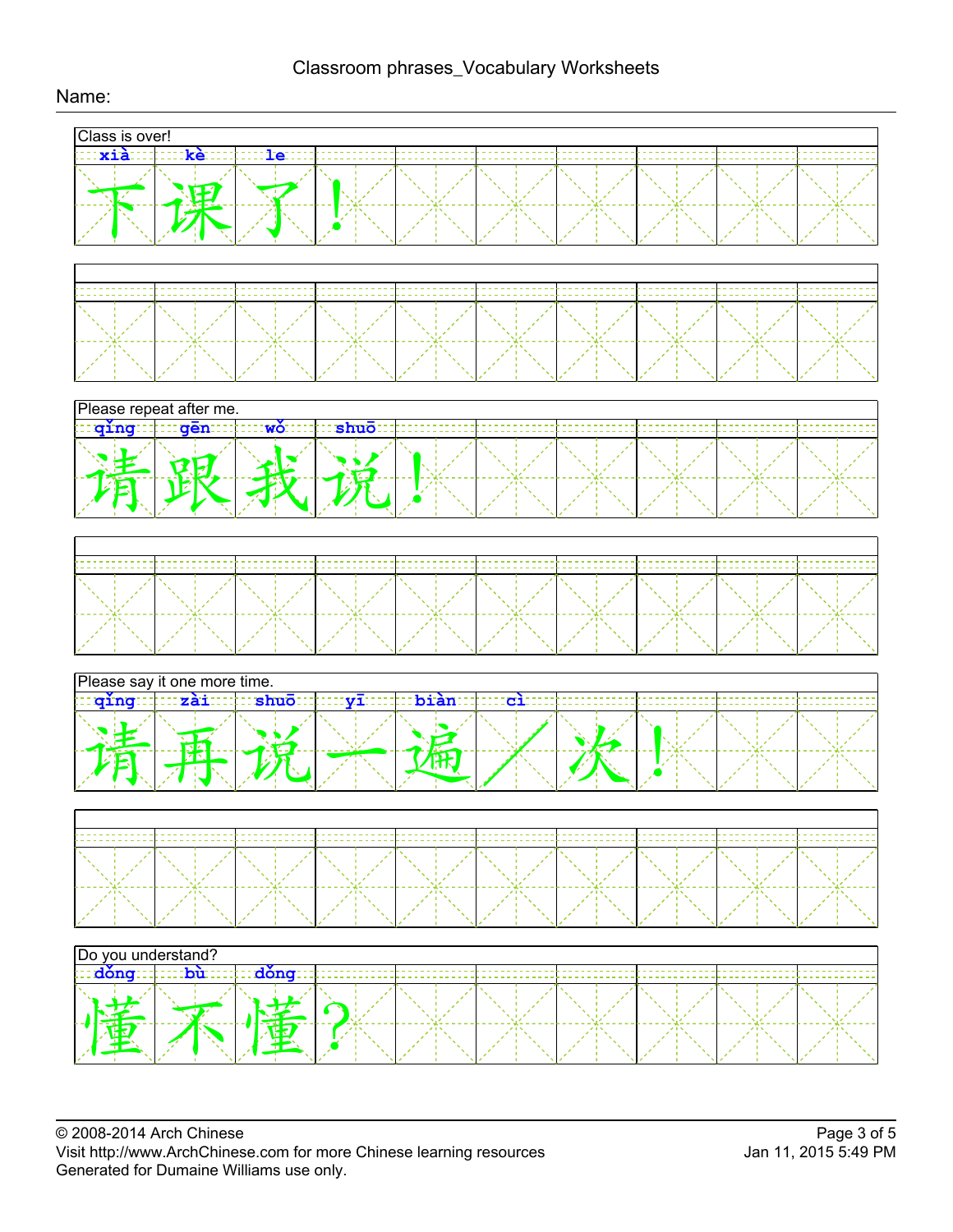Classroom phrases_Vocabulary Worksheets

Name:

Class is over!

| xià | kè | le |  |
|---|---|---|---|
| 下 | 课 | 了 | ！ |

Please repeat after me.

| qǐng | gēn | wǒ | shuō |  |
|---|---|---|---|---|
| 请 | 跟 | 我 | 说 | ！ |

Please say it one more time.

| qǐng | zài | shuō | yī | biàn | cì |  |  |
|---|---|---|---|---|---|---|---|
| 请 | 再 | 说 | 一 | 遍 | ／ | 次 | ！ |

Do you understand?

| dǒng | bù | dǒng |  |
|---|---|---|---|
| 懂 | 不 | 懂 | ？ |

© 2008-2014 Arch Chinese
Visit http://www.ArchChinese.com for more Chinese learning resources
Generated for Dumaine Williams use only.

Jan 11, 2015 5:49 PM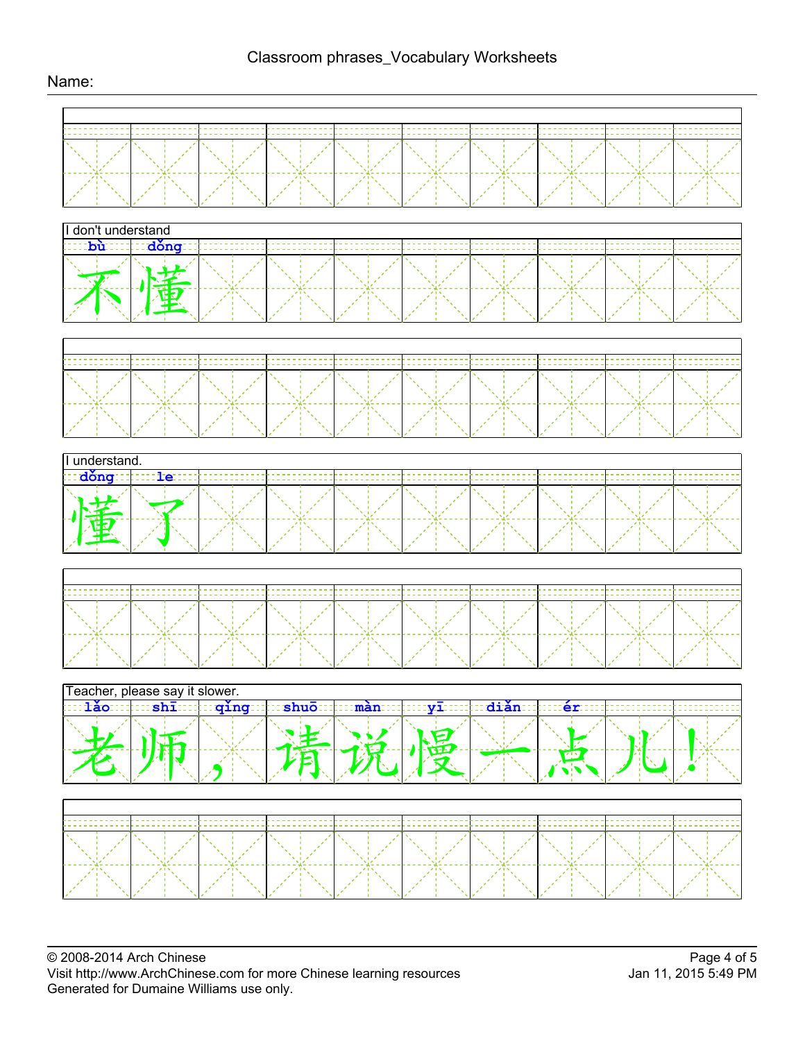Name:

I don't understand

| bù | dǒng | | | | | | | | |
|---|---|---|---|---|---|---|---|---|---|
| 不 | 懂 | | | | | | | | |

I understand.

| dǒng | le | | | | | | | | |
|---|---|---|---|---|---|---|---|---|---|
| 懂 | 了 | | | | | | | | |

Teacher, please say it slower.

| lǎo | shī | qǐng | shuō | màn | yī | diǎn | ér | | |
|---|---|---|---|---|---|---|---|---|---|
| 老 | 师 | ， | 请 | 说 | 慢 | 一 | 点 | 儿 | ！ |

© 2008-2014 Arch Chinese
Visit http://www.ArchChinese.com for more Chinese learning resources
Generated for Dumaine Williams use only.

Jan 11, 2015 5:49 PM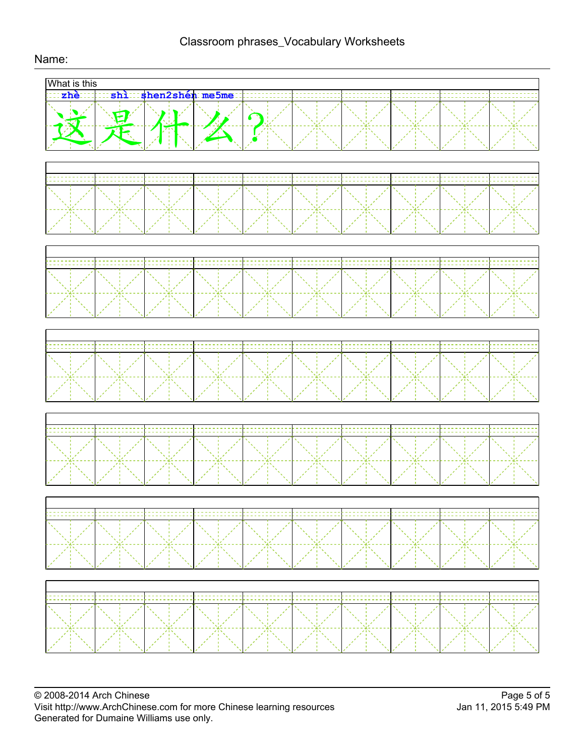Classroom phrases_Vocabulary Worksheets

Name:

What is this

| zhè | shì | shen2shén | me5me | | | | | | |
|---|---|---|---|---|---|---|---|---|---|
| 这 | 是 | 什 | 么 | ？ | | | | | |

© 2008-2014 Arch Chinese
Visit http://www.ArchChinese.com for more Chinese learning resources
Generated for Dumaine Williams use only.

Jan 11, 2015 5:49 PM